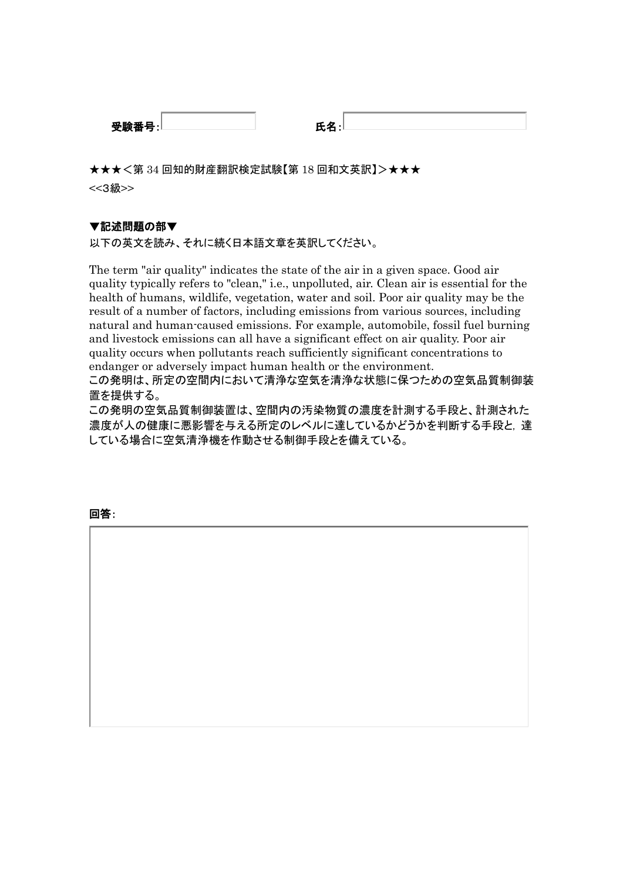受験番号:　　　　　　　　　　氏名:

★★★＜第 34 回知的財産翻訳検定試験【第 18 回和文英訳】＞★★★

<<3級>>

**▼記述問題の部▼**

以下の英文を読み、それに続く日本語文章を英訳してください。

The term "air quality" indicates the state of the air in a given space. Good air quality typically refers to "clean," i.e., unpolluted, air. Clean air is essential for the health of humans, wildlife, vegetation, water and soil. Poor air quality may be the result of a number of factors, including emissions from various sources, including natural and human-caused emissions. For example, automobile, fossil fuel burning and livestock emissions can all have a significant effect on air quality. Poor air quality occurs when pollutants reach sufficiently significant concentrations to endanger or adversely impact human health or the environment.

この発明は、所定の空間内において清浄な空気を清浄な状態に保つための空気品質制御装置を提供する。

この発明の空気品質制御装置は、空間内の汚染物質の濃度を計測する手段と、計測された濃度が人の健康に悪影響を与える所定のレベルに達しているかどうかを判断する手段と，達している場合に空気清浄機を作動させる制御手段とを備えている。

**回答:**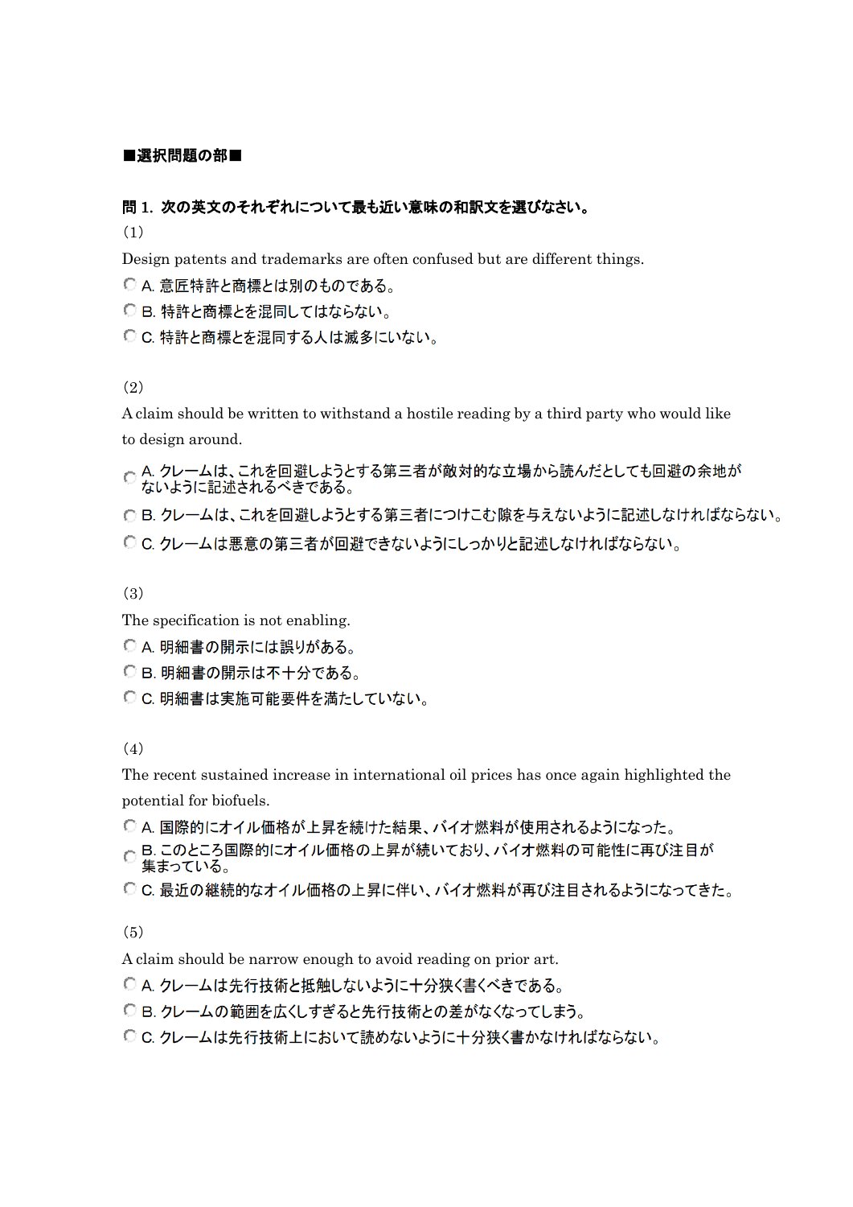■選択問題の部■

**問 1. 次の英文のそれぞれについて最も近い意味の和訳文を選びなさい。**

(1)

Design patents and trademarks are often confused but are different things.

- A. 意匠特許と商標とは別のものである。
- B. 特許と商標とを混同してはならない。
- C. 特許と商標とを混同する人は滅多にいない。

(2)

A claim should be written to withstand a hostile reading by a third party who would like to design around.

- A. クレームは、これを回避しようとする第三者が敵対的な立場から読んだとしても回避の余地がないように記述されるべきである。
- B. クレームは、これを回避しようとする第三者につけこむ隙を与えないように記述しなければならない。
- C. クレームは悪意の第三者が回避できないようにしっかりと記述しなければならない。

(3)

The specification is not enabling.

- A. 明細書の開示には誤りがある。
- B. 明細書の開示は不十分である。
- C. 明細書は実施可能要件を満たしていない。

(4)

The recent sustained increase in international oil prices has once again highlighted the potential for biofuels.

- A. 国際的にオイル価格が上昇を続けた結果、バイオ燃料が使用されるようになった。
- B. このところ国際的にオイル価格の上昇が続いており、バイオ燃料の可能性に再び注目が集まっている。
- C. 最近の継続的なオイル価格の上昇に伴い、バイオ燃料が再び注目されるようになってきた。

(5)

A claim should be narrow enough to avoid reading on prior art.

- A. クレームは先行技術と抵触しないように十分狭く書くべきである。
- B. クレームの範囲を広くしすぎると先行技術との差がなくなってしまう。
- C. クレームは先行技術上において読めないように十分狭く書かなければならない。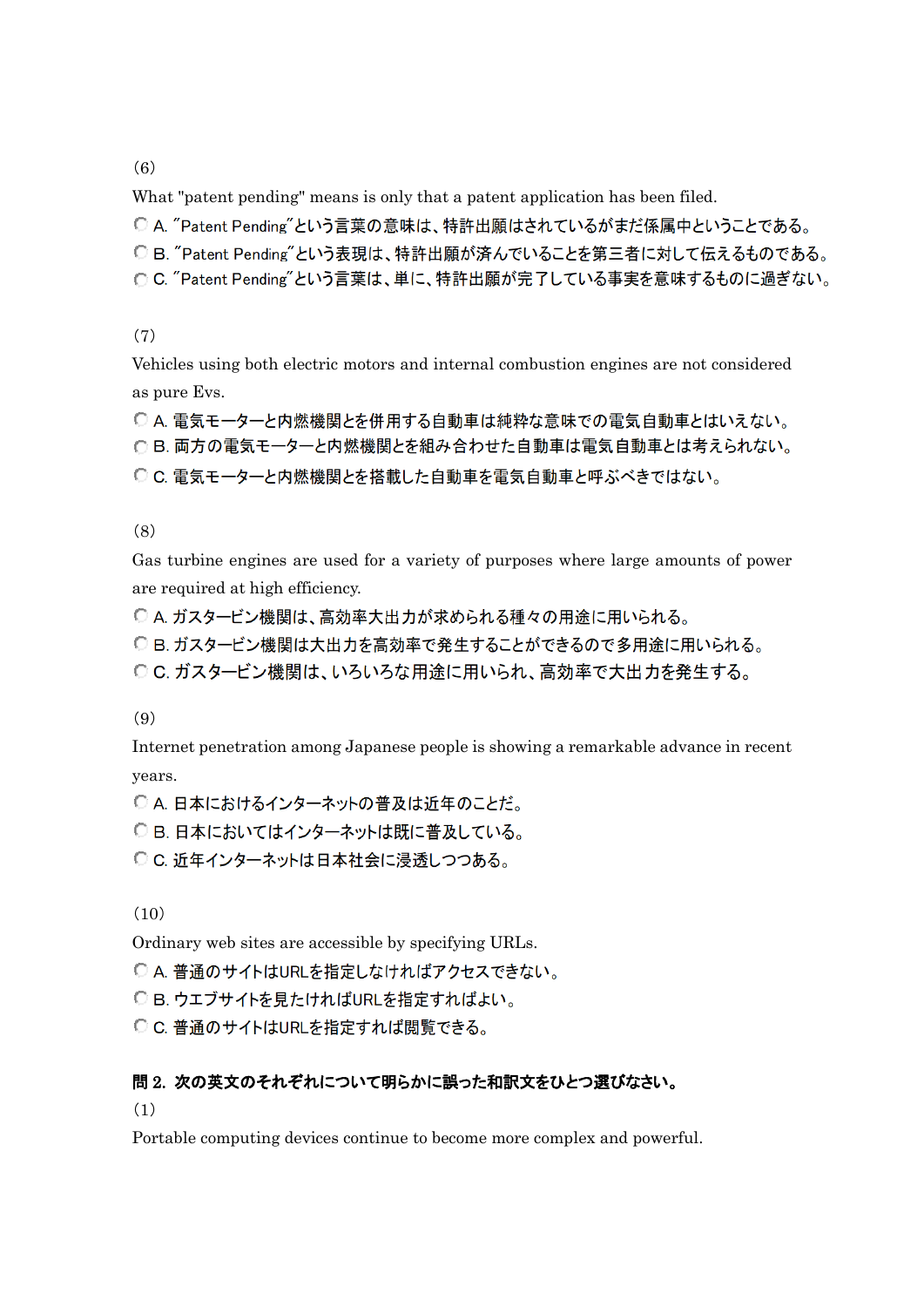(6)

What "patent pending" means is only that a patent application has been filed.

- A. ″Patent Pending″という言葉の意味は、特許出願はされているがまだ係属中ということである。
- B. ″Patent Pending″という表現は、特許出願が済んでいることを第三者に対して伝えるものである。
- C. ″Patent Pending″という言葉は、単に、特許出願が完了している事実を意味するものに過ぎない。

(7)

Vehicles using both electric motors and internal combustion engines are not considered as pure Evs.

- A. 電気モーターと内燃機関とを併用する自動車は純粋な意味での電気自動車とはいえない。
- B. 両方の電気モーターと内燃機関とを組み合わせた自動車は電気自動車とは考えられない。
- C. 電気モーターと内燃機関とを搭載した自動車を電気自動車と呼ぶべきではない。

(8)

Gas turbine engines are used for a variety of purposes where large amounts of power are required at high efficiency.

- A. ガスタービン機関は、高効率大出力が求められる種々の用途に用いられる。
- B. ガスタービン機関は大出力を高効率で発生することができるので多用途に用いられる。
- C. ガスタービン機関は、いろいろな用途に用いられ、高効率で大出力を発生する。

(9)

Internet penetration among Japanese people is showing a remarkable advance in recent years.

- A. 日本におけるインターネットの普及は近年のことだ。
- B. 日本においてはインターネットは既に普及している。
- C. 近年インターネットは日本社会に浸透しつつある。

(10)

Ordinary web sites are accessible by specifying URLs.

- A. 普通のサイトはURLを指定しなければアクセスできない。
- B. ウエブサイトを見たければURLを指定すればよい。
- C. 普通のサイトはURLを指定すれば閲覧できる。

**問 2. 次の英文のそれぞれについて明らかに誤った和訳文をひとつ選びなさい。**

(1)

Portable computing devices continue to become more complex and powerful.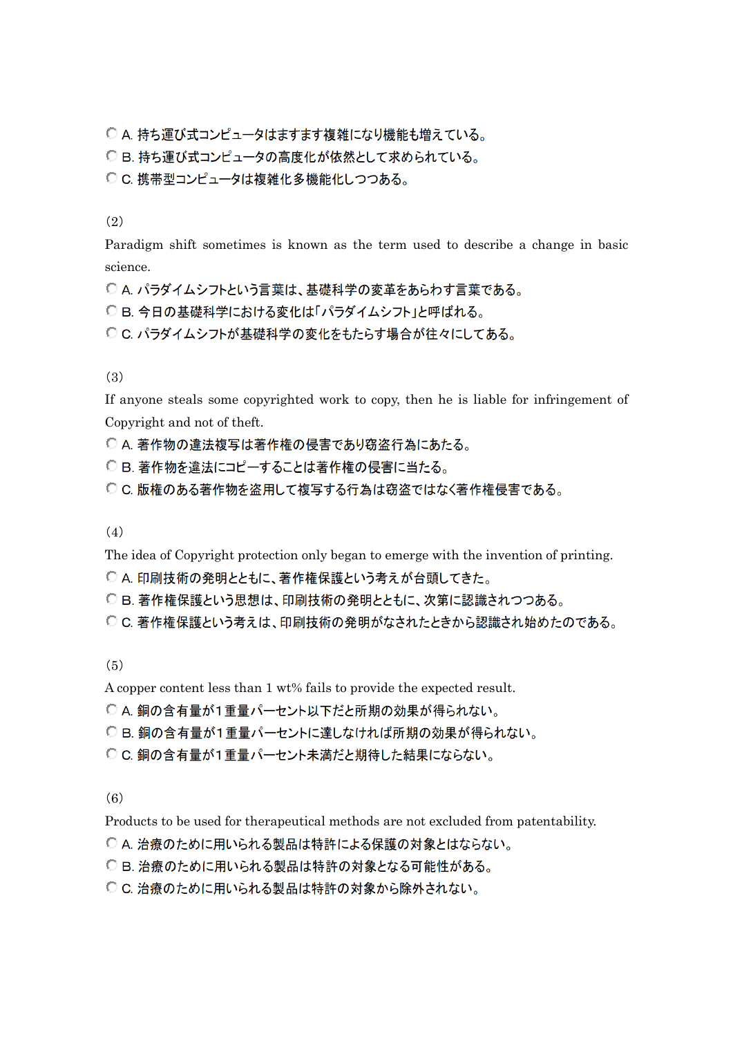- A. 持ち運び式コンピュータはますます複雑になり機能も増えている。
- B. 持ち運び式コンピュータの高度化が依然として求められている。
- C. 携帯型コンピュータは複雑化多機能化しつつある。

(2)

Paradigm shift sometimes is known as the term used to describe a change in basic science.

- A. パラダイムシフトという言葉は、基礎科学の変革をあらわす言葉である。
- B. 今日の基礎科学における変化は「パラダイムシフト」と呼ばれる。
- C. パラダイムシフトが基礎科学の変化をもたらす場合が往々にしてある。

(3)

If anyone steals some copyrighted work to copy, then he is liable for infringement of Copyright and not of theft.

- A. 著作物の違法複写は著作権の侵害であり窃盗行為にあたる。
- B. 著作物を違法にコピーすることは著作権の侵害に当たる。
- C. 版権のある著作物を盗用して複写する行為は窃盗ではなく著作権侵害である。

(4)

The idea of Copyright protection only began to emerge with the invention of printing.

- A. 印刷技術の発明とともに、著作権保護という考えが台頭してきた。
- B. 著作権保護という思想は、印刷技術の発明とともに、次第に認識されつつある。
- C. 著作権保護という考えは、印刷技術の発明がなされたときから認識され始めたのである。

(5)

A copper content less than 1 wt% fails to provide the expected result.

- A. 銅の含有量が1重量パーセント以下だと所期の効果が得られない。
- B. 銅の含有量が1重量パーセントに達しなければ所期の効果が得られない。
- C. 銅の含有量が1重量パーセント未満だと期待した結果にならない。

(6)

Products to be used for therapeutical methods are not excluded from patentability.

- A. 治療のために用いられる製品は特許による保護の対象とはならない。
- B. 治療のために用いられる製品は特許の対象となる可能性がある。
- C. 治療のために用いられる製品は特許の対象から除外されない。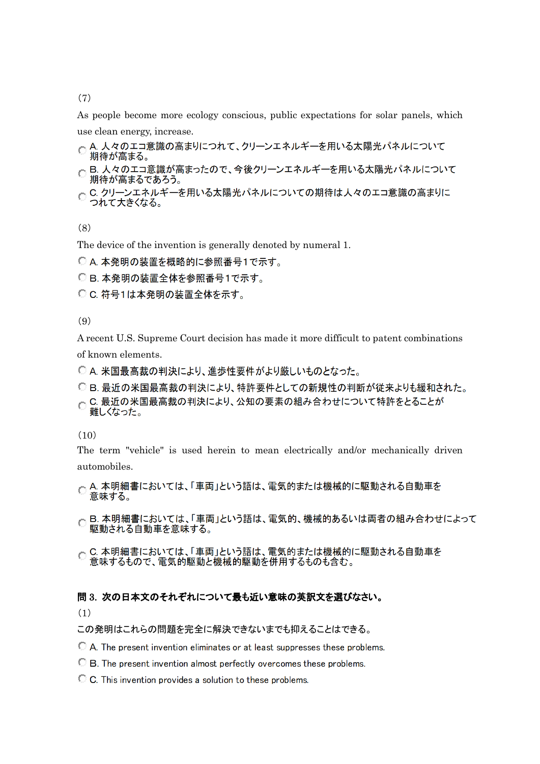(7)

As people become more ecology conscious, public expectations for solar panels, which use clean energy, increase.

- A. 人々のエコ意識の高まりにつれて、クリーンエネルギーを用いる太陽光パネルについて期待が高まる。
- B. 人々のエコ意識が高まったので、今後クリーンエネルギーを用いる太陽光パネルについて期待が高まるであろう。
- C. クリーンエネルギーを用いる太陽光パネルについての期待は人々のエコ意識の高まりにつれて大きくなる。

(8)

The device of the invention is generally denoted by numeral 1.

- A. 本発明の装置を概略的に参照番号１で示す。
- B. 本発明の装置全体を参照番号１で示す。
- C. 符号１は本発明の装置全体を示す。

(9)

A recent U.S. Supreme Court decision has made it more difficult to patent combinations of known elements.

- A. 米国最高裁の判決により、進歩性要件がより厳しいものとなった。
- B. 最近の米国最高裁の判決により、特許要件としての新規性の判断が従来よりも緩和された。
- C. 最近の米国最高裁の判決により、公知の要素の組み合わせについて特許をとることが難しくなった。

(10)

The term "vehicle" is used herein to mean electrically and/or mechanically driven automobiles.

- A. 本明細書においては、「車両」という語は、電気的または機械的に駆動される自動車を意味する。
- B. 本明細書においては、「車両」という語は、電気的、機械的あるいは両者の組み合わせによって駆動される自動車を意味する。
- C. 本明細書においては、「車両」という語は、電気的または機械的に駆動される自動車を意味するもので、電気的駆動と機械的駆動を併用するものも含む。

**問 3. 次の日本文のそれぞれについて最も近い意味の英訳文を選びなさい。**

(1)

この発明はこれらの問題を完全に解決できないまでも抑えることはできる。

- A. The present invention eliminates or at least suppresses these problems.
- B. The present invention almost perfectly overcomes these problems.
- C. This invention provides a solution to these problems.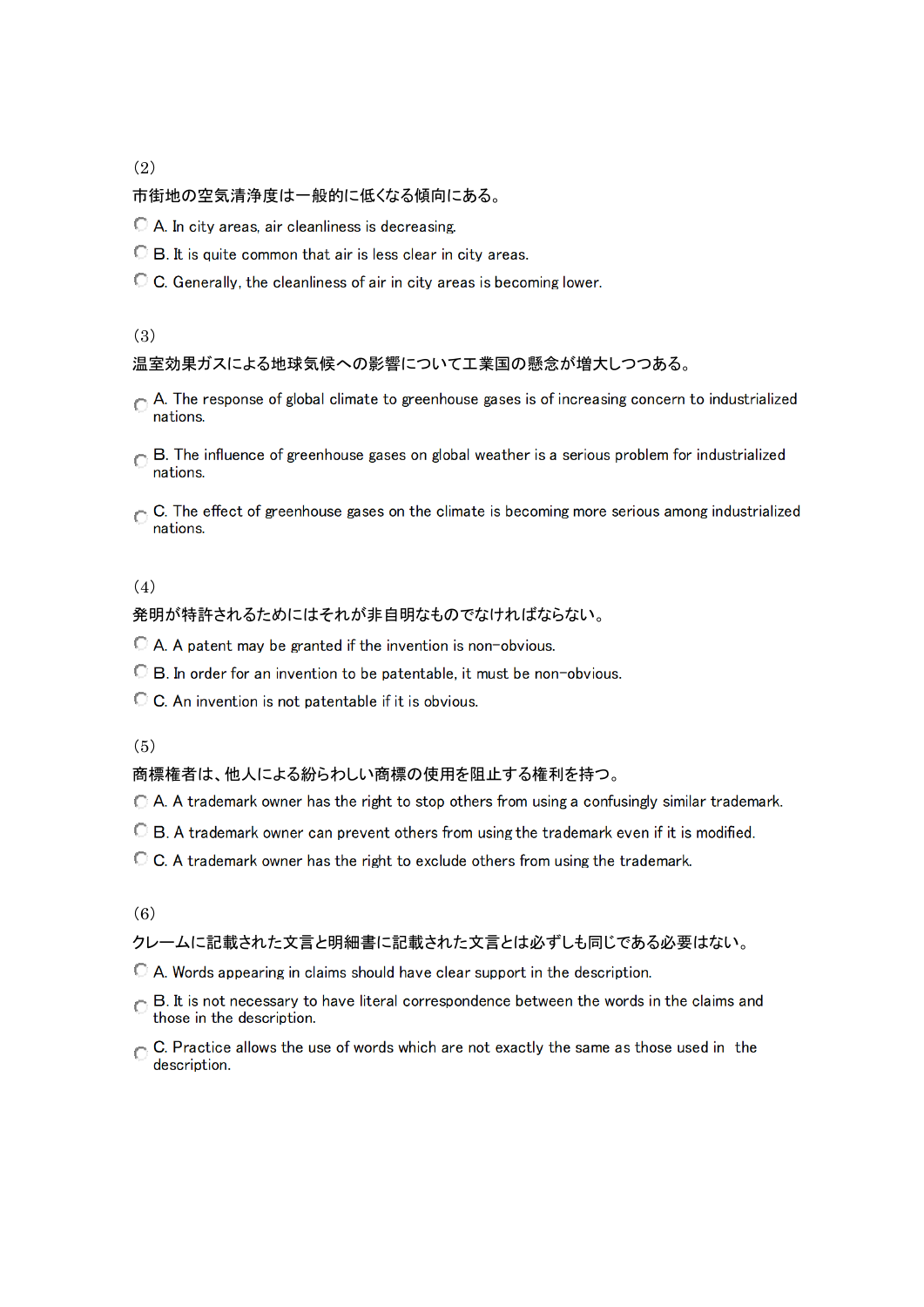(2)

市街地の空気清浄度は一般的に低くなる傾向にある。

- A. In city areas, air cleanliness is decreasing.
- B. It is quite common that air is less clear in city areas.
- C. Generally, the cleanliness of air in city areas is becoming lower.

(3)

温室効果ガスによる地球気候への影響について工業国の懸念が増大しつつある。

- A. The response of global climate to greenhouse gases is of increasing concern to industrialized nations.
- B. The influence of greenhouse gases on global weather is a serious problem for industrialized nations.
- C. The effect of greenhouse gases on the climate is becoming more serious among industrialized nations.

(4)

発明が特許されるためにはそれが非自明なものでなければならない。

- A. A patent may be granted if the invention is non-obvious.
- B. In order for an invention to be patentable, it must be non-obvious.
- C. An invention is not patentable if it is obvious.

(5)

商標権者は、他人による紛らわしい商標の使用を阻止する権利を持つ。

- A. A trademark owner has the right to stop others from using a confusingly similar trademark.
- B. A trademark owner can prevent others from using the trademark even if it is modified.
- C. A trademark owner has the right to exclude others from using the trademark.

(6)

クレームに記載された文言と明細書に記載された文言とは必ずしも同じである必要はない。

- A. Words appearing in claims should have clear support in the description.
- B. It is not necessary to have literal correspondence between the words in the claims and those in the description.
- C. Practice allows the use of words which are not exactly the same as those used in the description.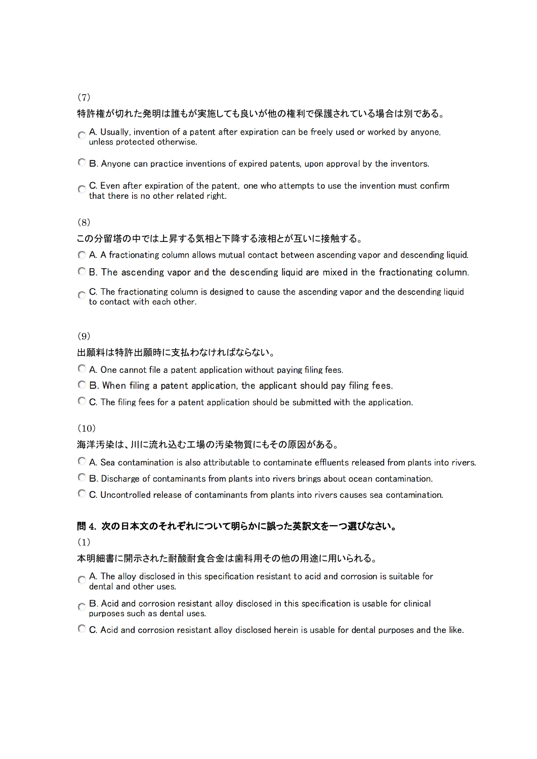(7)

特許権が切れた発明は誰もが実施しても良いが他の権利で保護されている場合は別である。

- A. Usually, invention of a patent after expiration can be freely used or worked by anyone, unless protected otherwise.
- B. Anyone can practice inventions of expired patents, upon approval by the inventors.
- C. Even after expiration of the patent, one who attempts to use the invention must confirm that there is no other related right.

(8)

この分留塔の中では上昇する気相と下降する液相とが互いに接触する。

- A. A fractionating column allows mutual contact between ascending vapor and descending liquid.
- B. The ascending vapor and the descending liquid are mixed in the fractionating column.
- C. The fractionating column is designed to cause the ascending vapor and the descending liquid to contact with each other.

(9)

出願料は特許出願時に支払わなければならない。

- A. One cannot file a patent application without paying filing fees.
- B. When filing a patent application, the applicant should pay filing fees.
- C. The filing fees for a patent application should be submitted with the application.

(10)

海洋汚染は、川に流れ込む工場の汚染物質にもその原因がある。

- A. Sea contamination is also attributable to contaminate effluents released from plants into rivers.
- B. Discharge of contaminants from plants into rivers brings about ocean contamination.
- C. Uncontrolled release of contaminants from plants into rivers causes sea contamination.

**問 4. 次の日本文のそれぞれについて明らかに誤った英訳文を一つ選びなさい。**

(1)

本明細書に開示された耐酸耐食合金は歯科用その他の用途に用いられる。

- A. The alloy disclosed in this specification resistant to acid and corrosion is suitable for dental and other uses.
- B. Acid and corrosion resistant alloy disclosed in this specification is usable for clinical purposes such as dental uses.
- C. Acid and corrosion resistant alloy disclosed herein is usable for dental purposes and the like.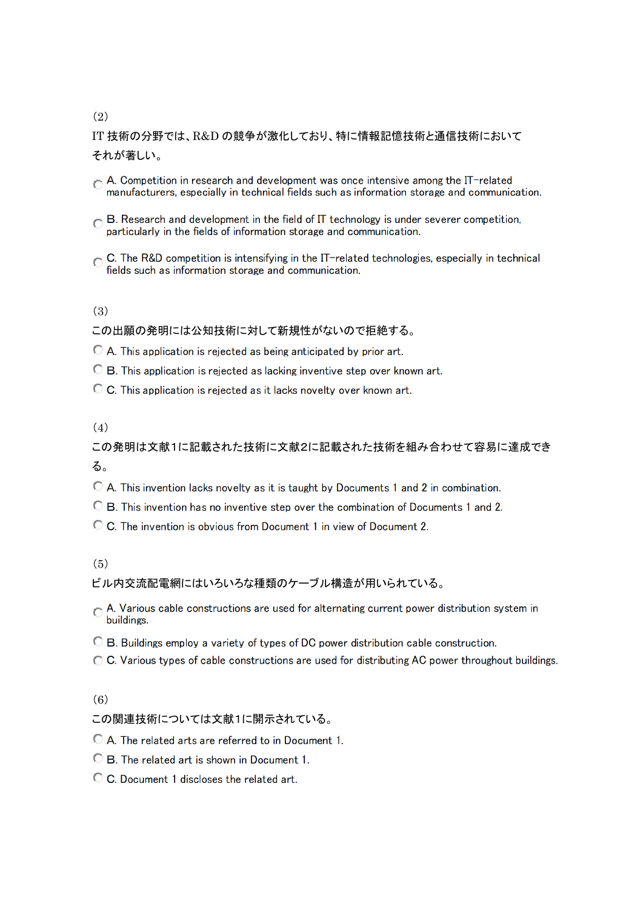(2)

IT 技術の分野では、R&D の競争が激化しており、特に情報記憶技術と通信技術においてそれが著しい。

- A. Competition in research and development was once intensive among the IT-related manufacturers, especially in technical fields such as information storage and communication.
- B. Research and development in the field of IT technology is under severer competition, particularly in the fields of information storage and communication.
- C. The R&D competition is intensifying in the IT-related technologies, especially in technical fields such as information storage and communication.

(3)

この出願の発明には公知技術に対して新規性がないので拒絶する。

- A. This application is rejected as being anticipated by prior art.
- B. This application is rejected as lacking inventive step over known art.
- C. This application is rejected as it lacks novelty over known art.

(4)

この発明は文献1に記載された技術に文献2に記載された技術を組み合わせて容易に達成できる。

- A. This invention lacks novelty as it is taught by Documents 1 and 2 in combination.
- B. This invention has no inventive step over the combination of Documents 1 and 2.
- C. The invention is obvious from Document 1 in view of Document 2.

(5)

ビル内交流配電網にはいろいろな種類のケーブル構造が用いられている。

- A. Various cable constructions are used for alternating current power distribution system in buildings.
- B. Buildings employ a variety of types of DC power distribution cable construction.
- C. Various types of cable constructions are used for distributing AC power throughout buildings.

(6)

この関連技術については文献1に開示されている。

- A. The related arts are referred to in Document 1.
- B. The related art is shown in Document 1.
- C. Document 1 discloses the related art.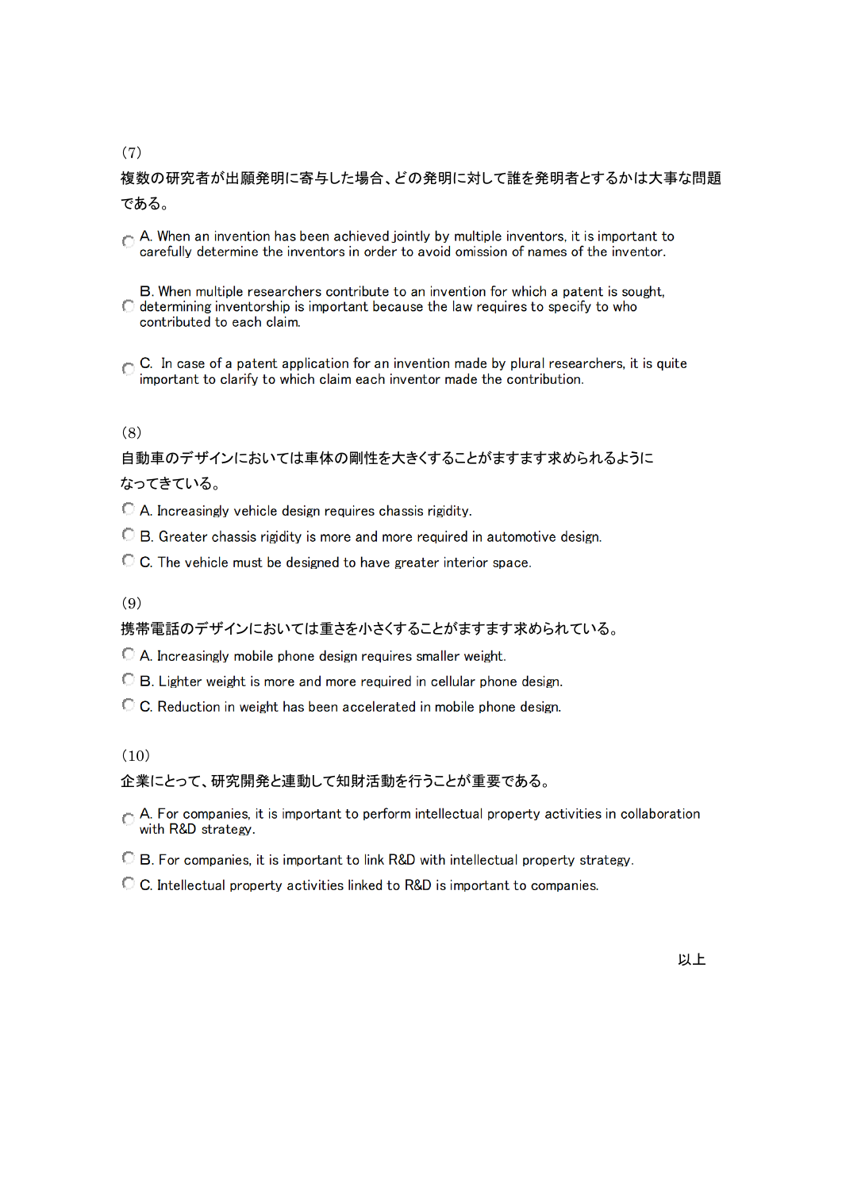(7)

複数の研究者が出願発明に寄与した場合、どの発明に対して誰を発明者とするかは大事な問題である。

- A. When an invention has been achieved jointly by multiple inventors, it is important to carefully determine the inventors in order to avoid omission of names of the inventor.
- B. When multiple researchers contribute to an invention for which a patent is sought, determining inventorship is important because the law requires to specify to who contributed to each claim.
- C. In case of a patent application for an invention made by plural researchers, it is quite important to clarify to which claim each inventor made the contribution.

(8)

自動車のデザインにおいては車体の剛性を大きくすることがますます求められるようになってきている。

- A. Increasingly vehicle design requires chassis rigidity.
- B. Greater chassis rigidity is more and more required in automotive design.
- C. The vehicle must be designed to have greater interior space.

(9)

携帯電話のデザインにおいては重さを小さくすることがますます求められている。

- A. Increasingly mobile phone design requires smaller weight.
- B. Lighter weight is more and more required in cellular phone design.
- C. Reduction in weight has been accelerated in mobile phone design.

(10)

企業にとって、研究開発と連動して知財活動を行うことが重要である。

- A. For companies, it is important to perform intellectual property activities in collaboration with R&D strategy.
- B. For companies, it is important to link R&D with intellectual property strategy.
- C. Intellectual property activities linked to R&D is important to companies.

以上